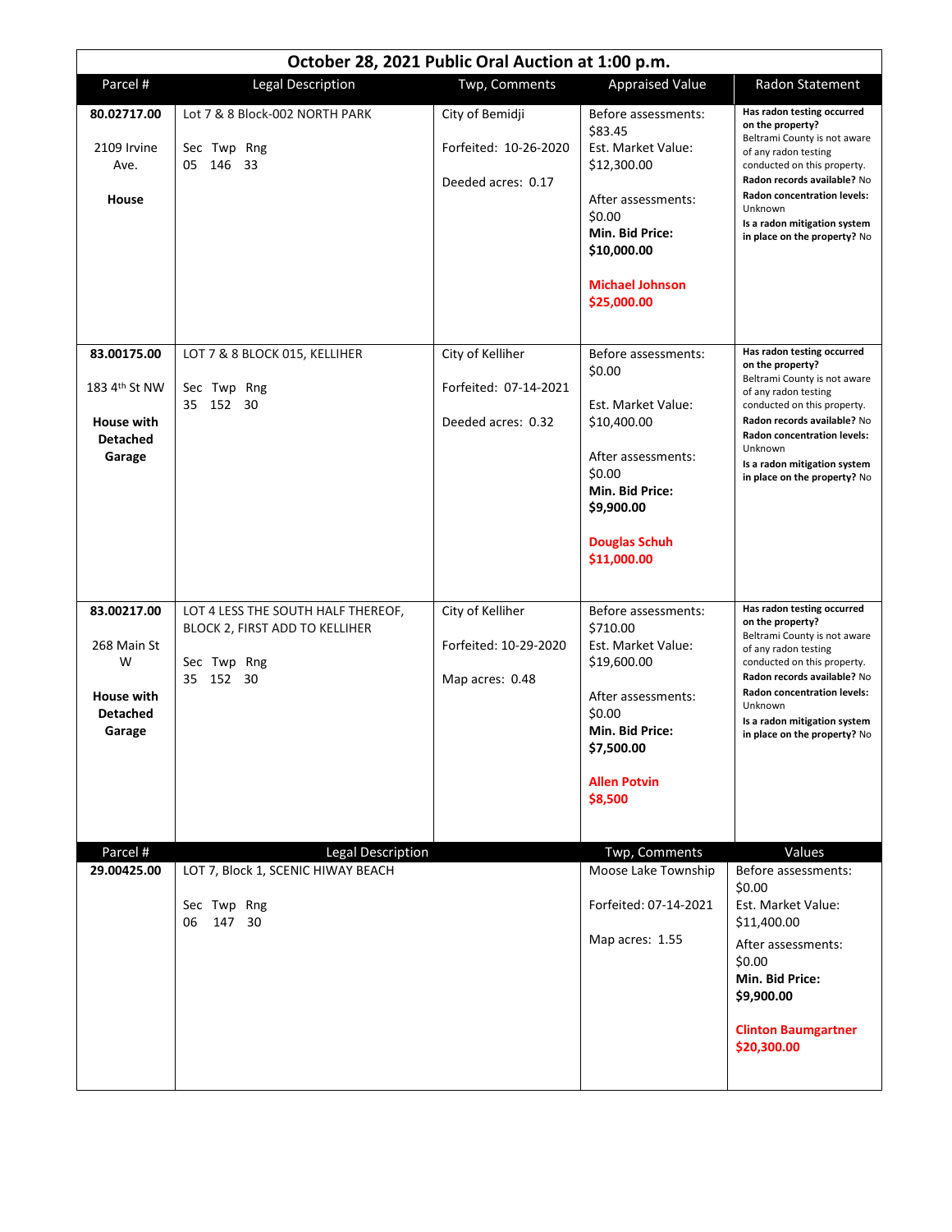# October 28, 2021 Public Oral Auction at 1:00 p.m.

| Parcel # | Legal Description | Twp, Comments | Appraised Value | Radon Statement |
|---|---|---|---|---|
| **80.02717.00**<br><br>2109 Irvine Ave.<br><br>**House** | Lot 7 & 8 Block-002 NORTH PARK<br><br>Sec Twp Rng<br>05 146 33 | City of Bemidji<br><br>Forfeited: 10-26-2020<br><br>Deeded acres: 0.17 | Before assessments: $83.45<br>Est. Market Value: $12,300.00<br><br>After assessments: $0.00<br>**Min. Bid Price: $10,000.00**<br><br>**Michael Johnson $25,000.00** | **Has radon testing occurred on the property?** Beltrami County is not aware of any radon testing conducted on this property.<br>**Radon records available?** No<br>**Radon concentration levels:** Unknown<br>**Is a radon mitigation system in place on the property?** No |
| **83.00175.00**<br><br>183 4th St NW<br><br>**House with Detached Garage** | LOT 7 & 8 BLOCK 015, KELLIHER<br><br>Sec Twp Rng<br>35 152 30 | City of Kelliher<br><br>Forfeited: 07-14-2021<br><br>Deeded acres: 0.32 | Before assessments: $0.00<br><br>Est. Market Value: $10,400.00<br><br>After assessments: $0.00<br>**Min. Bid Price: $9,900.00**<br><br>**Douglas Schuh $11,000.00** | **Has radon testing occurred on the property?** Beltrami County is not aware of any radon testing conducted on this property.<br>**Radon records available?** No<br>**Radon concentration levels:** Unknown<br>**Is a radon mitigation system in place on the property?** No |
| **83.00217.00**<br><br>268 Main St W<br><br>**House with Detached Garage** | LOT 4 LESS THE SOUTH HALF THEREOF, BLOCK 2, FIRST ADD TO KELLIHER<br><br>Sec Twp Rng<br>35 152 30 | City of Kelliher<br><br>Forfeited: 10-29-2020<br><br>Map acres: 0.48 | Before assessments: $710.00<br>Est. Market Value: $19,600.00<br><br>After assessments: $0.00<br>**Min. Bid Price: $7,500.00**<br><br>**Allen Potvin $8,500** | **Has radon testing occurred on the property?** Beltrami County is not aware of any radon testing conducted on this property.<br>**Radon records available?** No<br>**Radon concentration levels:** Unknown<br>**Is a radon mitigation system in place on the property?** No |

| Parcel # | Legal Description | Twp, Comments | Values |
|---|---|---|---|
| **29.00425.00** | LOT 7, Block 1, SCENIC HIWAY BEACH<br><br>Sec Twp Rng<br>06 147 30 | Moose Lake Township<br><br>Forfeited: 07-14-2021<br><br>Map acres: 1.55 | Before assessments: $0.00<br>Est. Market Value: $11,400.00<br>After assessments: $0.00<br>**Min. Bid Price: $9,900.00**<br><br>**Clinton Baumgartner $20,300.00** |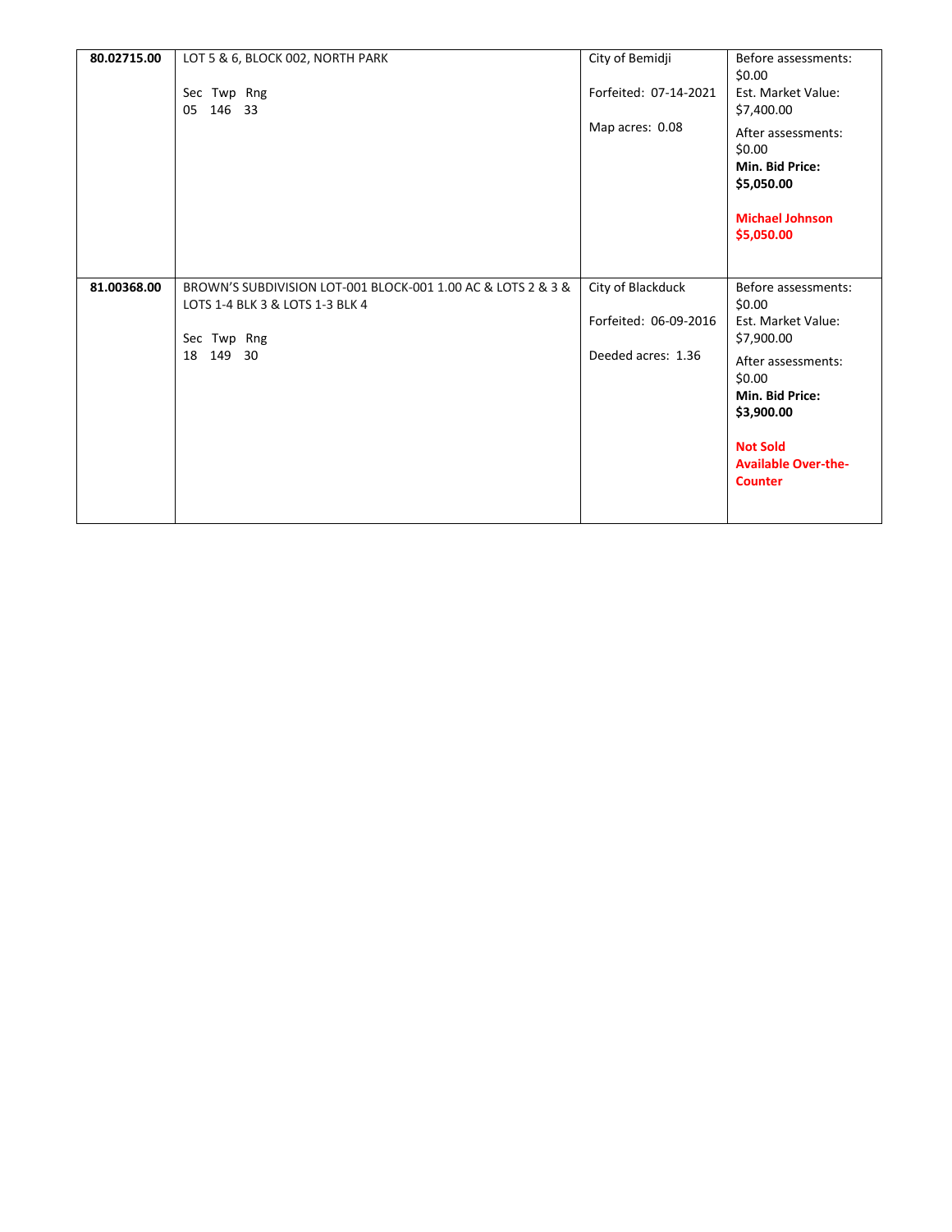| | | | |
|---|---|---|---|
| **80.02715.00** | LOT 5 & 6, BLOCK 002, NORTH PARK<br><br>Sec Twp Rng<br>05 146 33 | City of Bemidji<br><br>Forfeited: 07-14-2021<br><br>Map acres: 0.08 | Before assessments: $0.00<br>Est. Market Value: $7,400.00<br>After assessments: $0.00<br>**Min. Bid Price: $5,050.00**<br><br>**Michael Johnson $5,050.00** |
| **81.00368.00** | BROWN'S SUBDIVISION LOT-001 BLOCK-001 1.00 AC & LOTS 2 & 3 & LOTS 1-4 BLK 3 & LOTS 1-3 BLK 4<br><br>Sec Twp Rng<br>18 149 30 | City of Blackduck<br><br>Forfeited: 06-09-2016<br><br>Deeded acres: 1.36 | Before assessments: $0.00<br>Est. Market Value: $7,900.00<br>After assessments: $0.00<br>**Min. Bid Price: $3,900.00**<br><br>**Not Sold Available Over-the-Counter** |